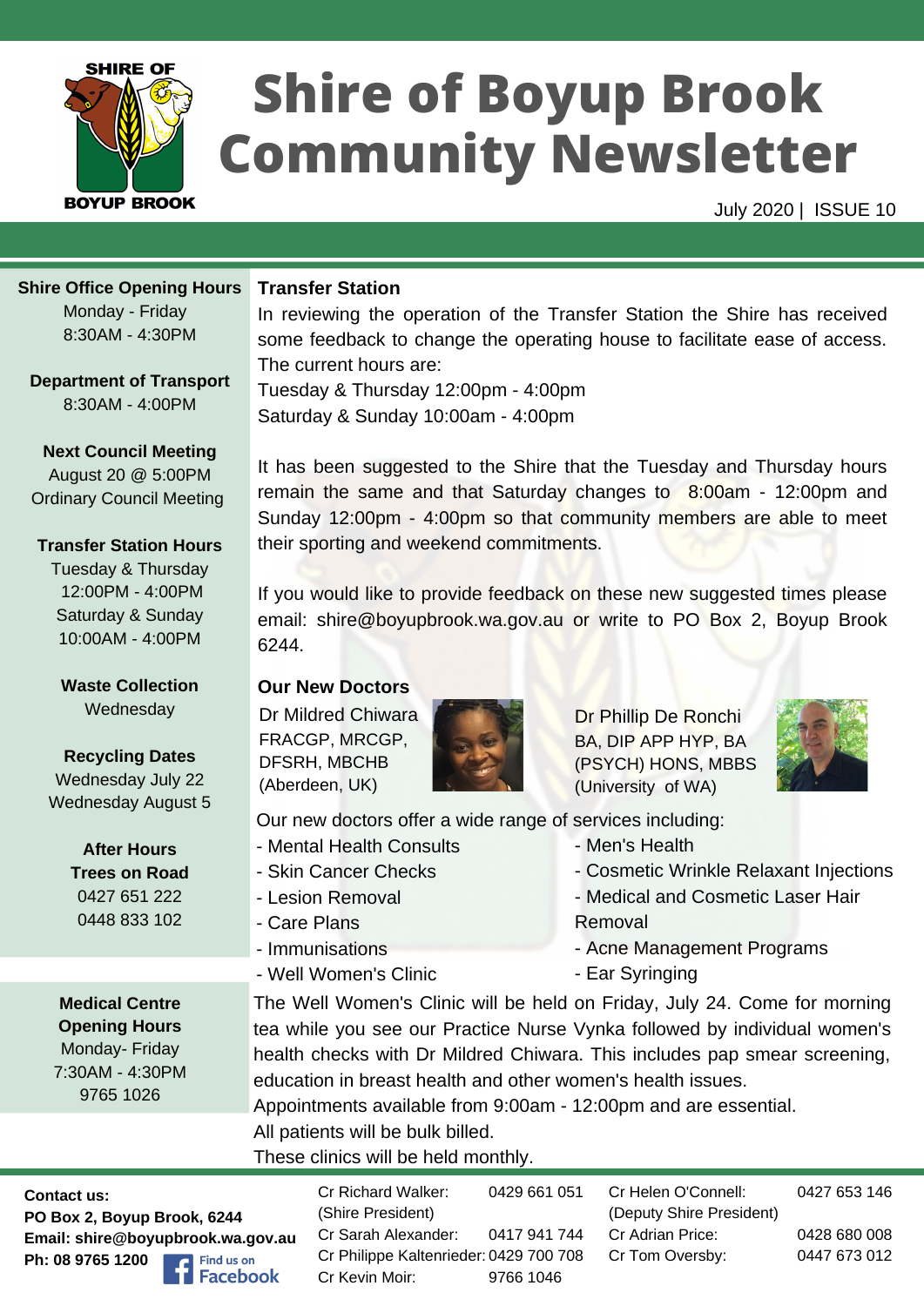# Shire of Boyup Brook Community Newsletter

July 2020 | ISSUE 10

**Shire Office Opening Hours**
Monday - Friday
8:30AM - 4:30PM

**Department of Transport**
8:30AM - 4:00PM

**Next Council Meeting**
August 20 @ 5:00PM
Ordinary Council Meeting

**Transfer Station Hours**
Tuesday & Thursday
12:00PM - 4:00PM
Saturday & Sunday
10:00AM - 4:00PM

**Waste Collection**
Wednesday

**Recycling Dates**
Wednesday July 22
Wednesday August 5

**After Hours Trees on Road**
0427 651 222
0448 833 102

**Medical Centre Opening Hours**
Monday- Friday
7:30AM - 4:30PM
9765 1026

## Transfer Station

In reviewing the operation of the Transfer Station the Shire has received some feedback to change the operating house to facilitate ease of access. The current hours are:
Tuesday & Thursday 12:00pm - 4:00pm
Saturday & Sunday 10:00am - 4:00pm

It has been suggested to the Shire that the Tuesday and Thursday hours remain the same and that Saturday changes to 8:00am - 12:00pm and Sunday 12:00pm - 4:00pm so that community members are able to meet their sporting and weekend commitments.

If you would like to provide feedback on these new suggested times please email: shire@boyupbrook.wa.gov.au or write to PO Box 2, Boyup Brook 6244.

## Our New Doctors

Dr Mildred Chiwara
FRACGP, MRCGP, DFSRH, MBCHB (Aberdeen, UK)

Dr Phillip De Ronchi
BA, DIP APP HYP, BA (PSYCH) HONS, MBBS (University of WA)

Our new doctors offer a wide range of services including:
- Mental Health Consults
- Skin Cancer Checks
- Lesion Removal
- Care Plans
- Immunisations
- Well Women's Clinic
- Men's Health
- Cosmetic Wrinkle Relaxant Injections
- Medical and Cosmetic Laser Hair Removal
- Acne Management Programs
- Ear Syringing

The Well Women's Clinic will be held on Friday, July 24. Come for morning tea while you see our Practice Nurse Vynka followed by individual women's health checks with Dr Mildred Chiwara. This includes pap smear screening, education in breast health and other women's health issues.
Appointments available from 9:00am - 12:00pm and are essential.
All patients will be bulk billed.
These clinics will be held monthly.

**Contact us:**
**PO Box 2, Boyup Brook, 6244**
**Email: shire@boyupbrook.wa.gov.au**
**Ph: 08 9765 1200**
Find us on Facebook

| | |
|---|---|
| Cr Richard Walker: (Shire President) | 0429 661 051 |
| Cr Sarah Alexander: | 0417 941 744 |
| Cr Philippe Kaltenrieder: | 0429 700 708 |
| Cr Kevin Moir: | 9766 1046 |
| Cr Helen O'Connell: (Deputy Shire President) | 0427 653 146 |
| Cr Adrian Price: | 0428 680 008 |
| Cr Tom Oversby: | 0447 673 012 |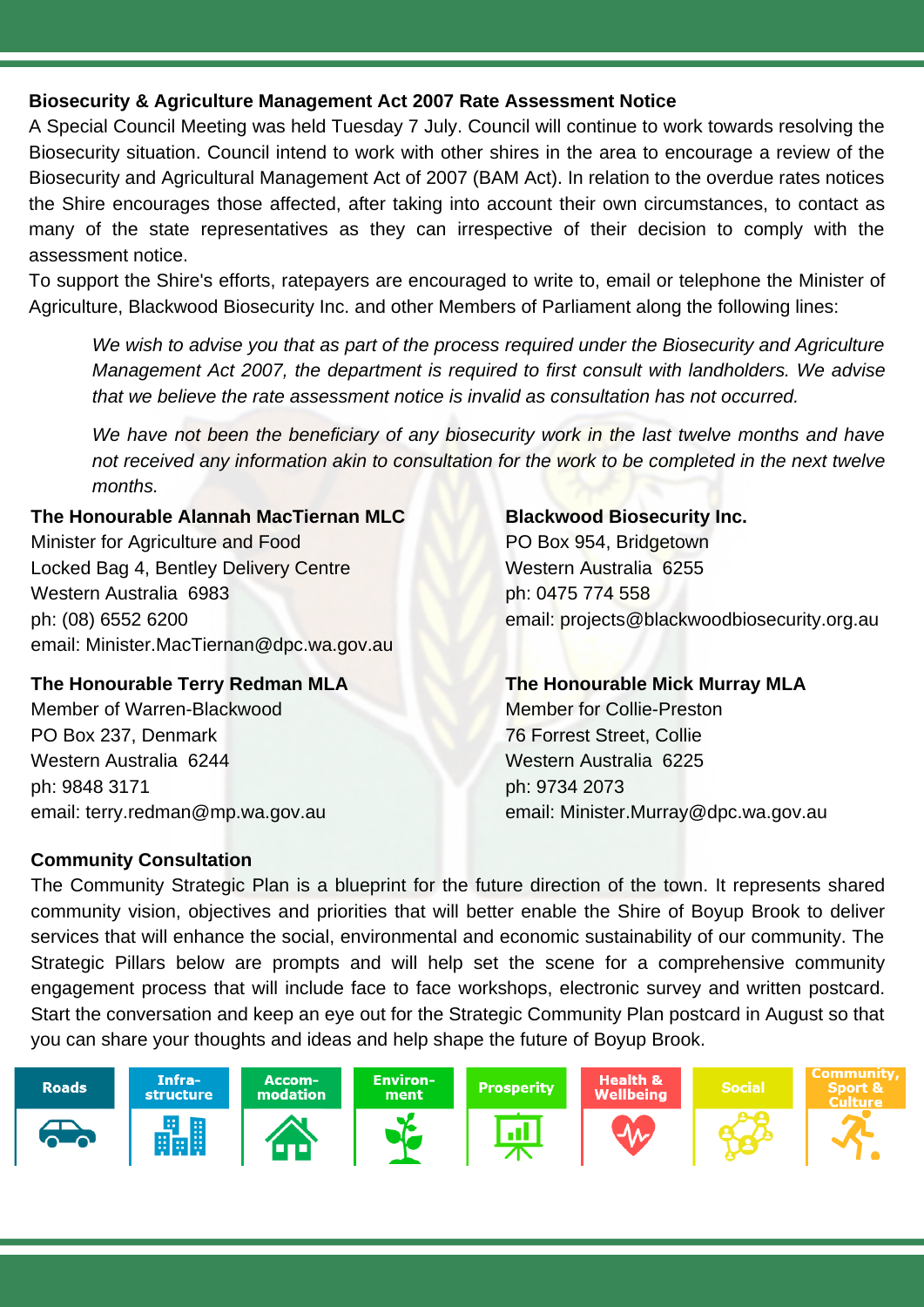### Biosecurity & Agriculture Management Act 2007 Rate Assessment Notice

A Special Council Meeting was held Tuesday 7 July. Council will continue to work towards resolving the Biosecurity situation. Council intend to work with other shires in the area to encourage a review of the Biosecurity and Agricultural Management Act of 2007 (BAM Act). In relation to the overdue rates notices the Shire encourages those affected, after taking into account their own circumstances, to contact as many of the state representatives as they can irrespective of their decision to comply with the assessment notice.

To support the Shire's efforts, ratepayers are encouraged to write to, email or telephone the Minister of Agriculture, Blackwood Biosecurity Inc. and other Members of Parliament along the following lines:

> *We wish to advise you that as part of the process required under the Biosecurity and Agriculture Management Act 2007, the department is required to first consult with landholders. We advise that we believe the rate assessment notice is invalid as consultation has not occurred.*
>
> *We have not been the beneficiary of any biosecurity work in the last twelve months and have not received any information akin to consultation for the work to be completed in the next twelve months.*

**The Honourable Alannah MacTiernan MLC**
Minister for Agriculture and Food
Locked Bag 4, Bentley Delivery Centre
Western Australia 6983
ph: (08) 6552 6200
email: Minister.MacTiernan@dpc.wa.gov.au

**Blackwood Biosecurity Inc.**
PO Box 954, Bridgetown
Western Australia 6255
ph: 0475 774 558
email: projects@blackwoodbiosecurity.org.au

**The Honourable Terry Redman MLA**
Member of Warren-Blackwood
PO Box 237, Denmark
Western Australia 6244
ph: 9848 3171
email: terry.redman@mp.wa.gov.au

**The Honourable Mick Murray MLA**
Member for Collie-Preston
76 Forrest Street, Collie
Western Australia 6225
ph: 9734 2073
email: Minister.Murray@dpc.wa.gov.au

### Community Consultation

The Community Strategic Plan is a blueprint for the future direction of the town. It represents shared community vision, objectives and priorities that will better enable the Shire of Boyup Brook to deliver services that will enhance the social, environmental and economic sustainability of our community. The Strategic Pillars below are prompts and will help set the scene for a comprehensive community engagement process that will include face to face workshops, electronic survey and written postcard. Start the conversation and keep an eye out for the Strategic Community Plan postcard in August so that you can share your thoughts and ideas and help shape the future of Boyup Brook.

Roads | Infra-structure | Accom-modation | Environ-ment | Prosperity | Health & Wellbeing | Social | Community, Sport & Culture